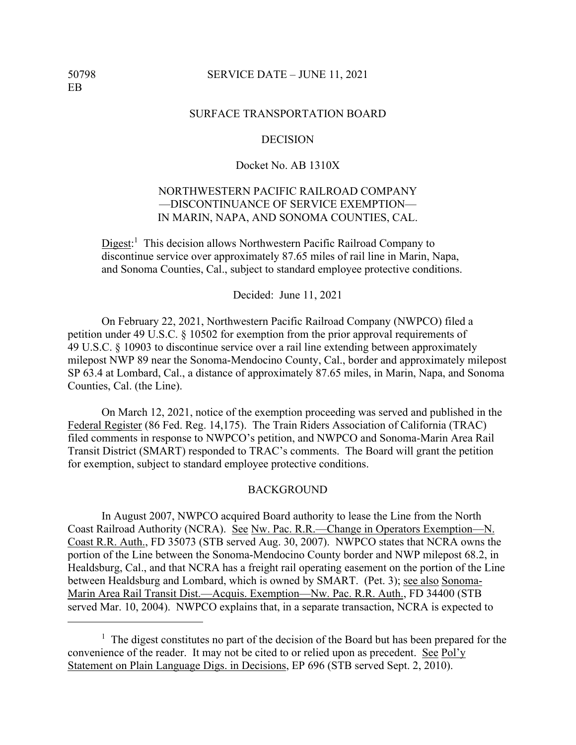50798
EB

SERVICE DATE – JUNE 11, 2021

SURFACE TRANSPORTATION BOARD

DECISION

Docket No. AB 1310X

NORTHWESTERN PACIFIC RAILROAD COMPANY
—DISCONTINUANCE OF SERVICE EXEMPTION—
IN MARIN, NAPA, AND SONOMA COUNTIES, CAL.

Digest:[1] This decision allows Northwestern Pacific Railroad Company to discontinue service over approximately 87.65 miles of rail line in Marin, Napa, and Sonoma Counties, Cal., subject to standard employee protective conditions.

Decided: June 11, 2021

On February 22, 2021, Northwestern Pacific Railroad Company (NWPCO) filed a petition under 49 U.S.C. § 10502 for exemption from the prior approval requirements of 49 U.S.C. § 10903 to discontinue service over a rail line extending between approximately milepost NWP 89 near the Sonoma-Mendocino County, Cal., border and approximately milepost SP 63.4 at Lombard, Cal., a distance of approximately 87.65 miles, in Marin, Napa, and Sonoma Counties, Cal. (the Line).

On March 12, 2021, notice of the exemption proceeding was served and published in the Federal Register (86 Fed. Reg. 14,175). The Train Riders Association of California (TRAC) filed comments in response to NWPCO's petition, and NWPCO and Sonoma-Marin Area Rail Transit District (SMART) responded to TRAC's comments. The Board will grant the petition for exemption, subject to standard employee protective conditions.

BACKGROUND

In August 2007, NWPCO acquired Board authority to lease the Line from the North Coast Railroad Authority (NCRA). See Nw. Pac. R.R.—Change in Operators Exemption—N. Coast R.R. Auth., FD 35073 (STB served Aug. 30, 2007). NWPCO states that NCRA owns the portion of the Line between the Sonoma-Mendocino County border and NWP milepost 68.2, in Healdsburg, Cal., and that NCRA has a freight rail operating easement on the portion of the Line between Healdsburg and Lombard, which is owned by SMART. (Pet. 3); see also Sonoma-Marin Area Rail Transit Dist.—Acquis. Exemption—Nw. Pac. R.R. Auth., FD 34400 (STB served Mar. 10, 2004). NWPCO explains that, in a separate transaction, NCRA is expected to

[1] The digest constitutes no part of the decision of the Board but has been prepared for the convenience of the reader. It may not be cited to or relied upon as precedent. See Pol'y Statement on Plain Language Digs. in Decisions, EP 696 (STB served Sept. 2, 2010).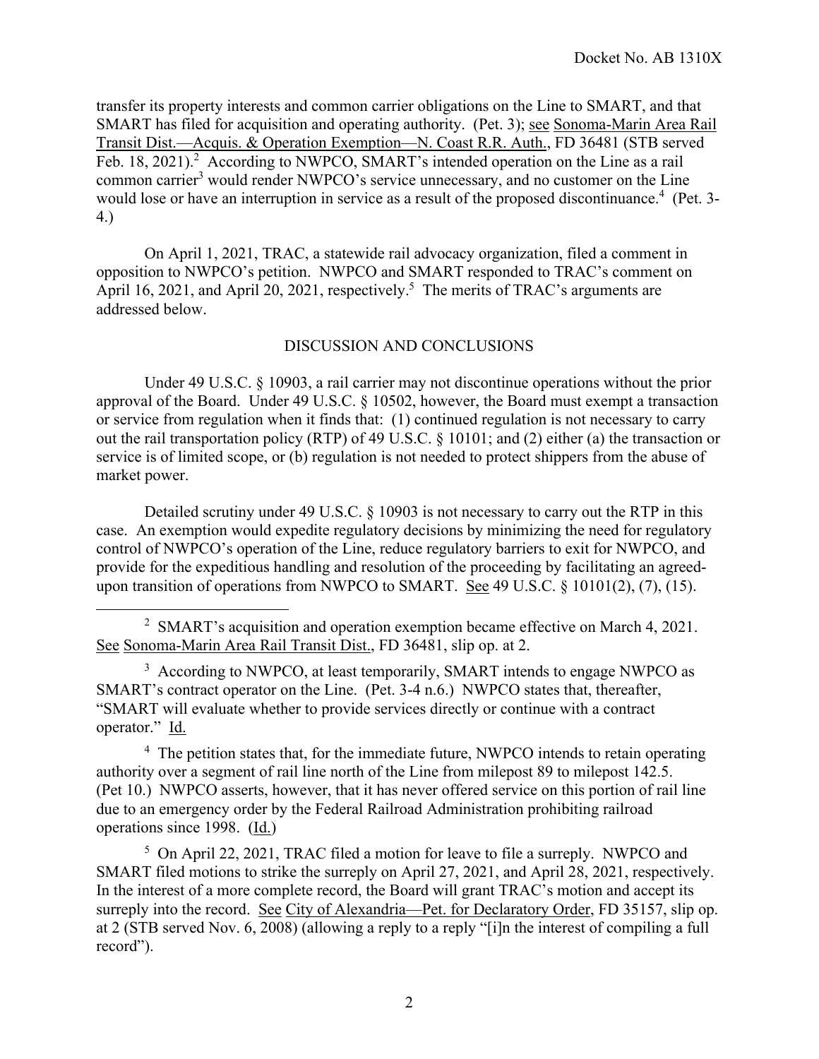transfer its property interests and common carrier obligations on the Line to SMART, and that SMART has filed for acquisition and operating authority. (Pet. 3); see Sonoma-Marin Area Rail Transit Dist.—Acquis. & Operation Exemption—N. Coast R.R. Auth., FD 36481 (STB served Feb. 18, 2021).[2] According to NWPCO, SMART's intended operation on the Line as a rail common carrier[3] would render NWPCO's service unnecessary, and no customer on the Line would lose or have an interruption in service as a result of the proposed discontinuance.[4] (Pet. 3-4.)

On April 1, 2021, TRAC, a statewide rail advocacy organization, filed a comment in opposition to NWPCO's petition. NWPCO and SMART responded to TRAC's comment on April 16, 2021, and April 20, 2021, respectively.[5] The merits of TRAC's arguments are addressed below.

## DISCUSSION AND CONCLUSIONS

Under 49 U.S.C. § 10903, a rail carrier may not discontinue operations without the prior approval of the Board. Under 49 U.S.C. § 10502, however, the Board must exempt a transaction or service from regulation when it finds that: (1) continued regulation is not necessary to carry out the rail transportation policy (RTP) of 49 U.S.C. § 10101; and (2) either (a) the transaction or service is of limited scope, or (b) regulation is not needed to protect shippers from the abuse of market power.

Detailed scrutiny under 49 U.S.C. § 10903 is not necessary to carry out the RTP in this case. An exemption would expedite regulatory decisions by minimizing the need for regulatory control of NWPCO's operation of the Line, reduce regulatory barriers to exit for NWPCO, and provide for the expeditious handling and resolution of the proceeding by facilitating an agreed-upon transition of operations from NWPCO to SMART. See 49 U.S.C. § 10101(2), (7), (15).

---

[2] SMART's acquisition and operation exemption became effective on March 4, 2021. See Sonoma-Marin Area Rail Transit Dist., FD 36481, slip op. at 2.

[3] According to NWPCO, at least temporarily, SMART intends to engage NWPCO as SMART's contract operator on the Line. (Pet. 3-4 n.6.) NWPCO states that, thereafter, "SMART will evaluate whether to provide services directly or continue with a contract operator." Id.

[4] The petition states that, for the immediate future, NWPCO intends to retain operating authority over a segment of rail line north of the Line from milepost 89 to milepost 142.5. (Pet 10.) NWPCO asserts, however, that it has never offered service on this portion of rail line due to an emergency order by the Federal Railroad Administration prohibiting railroad operations since 1998. (Id.)

[5] On April 22, 2021, TRAC filed a motion for leave to file a surreply. NWPCO and SMART filed motions to strike the surreply on April 27, 2021, and April 28, 2021, respectively. In the interest of a more complete record, the Board will grant TRAC's motion and accept its surreply into the record. See City of Alexandria—Pet. for Declaratory Order, FD 35157, slip op. at 2 (STB served Nov. 6, 2008) (allowing a reply to a reply "[i]n the interest of compiling a full record").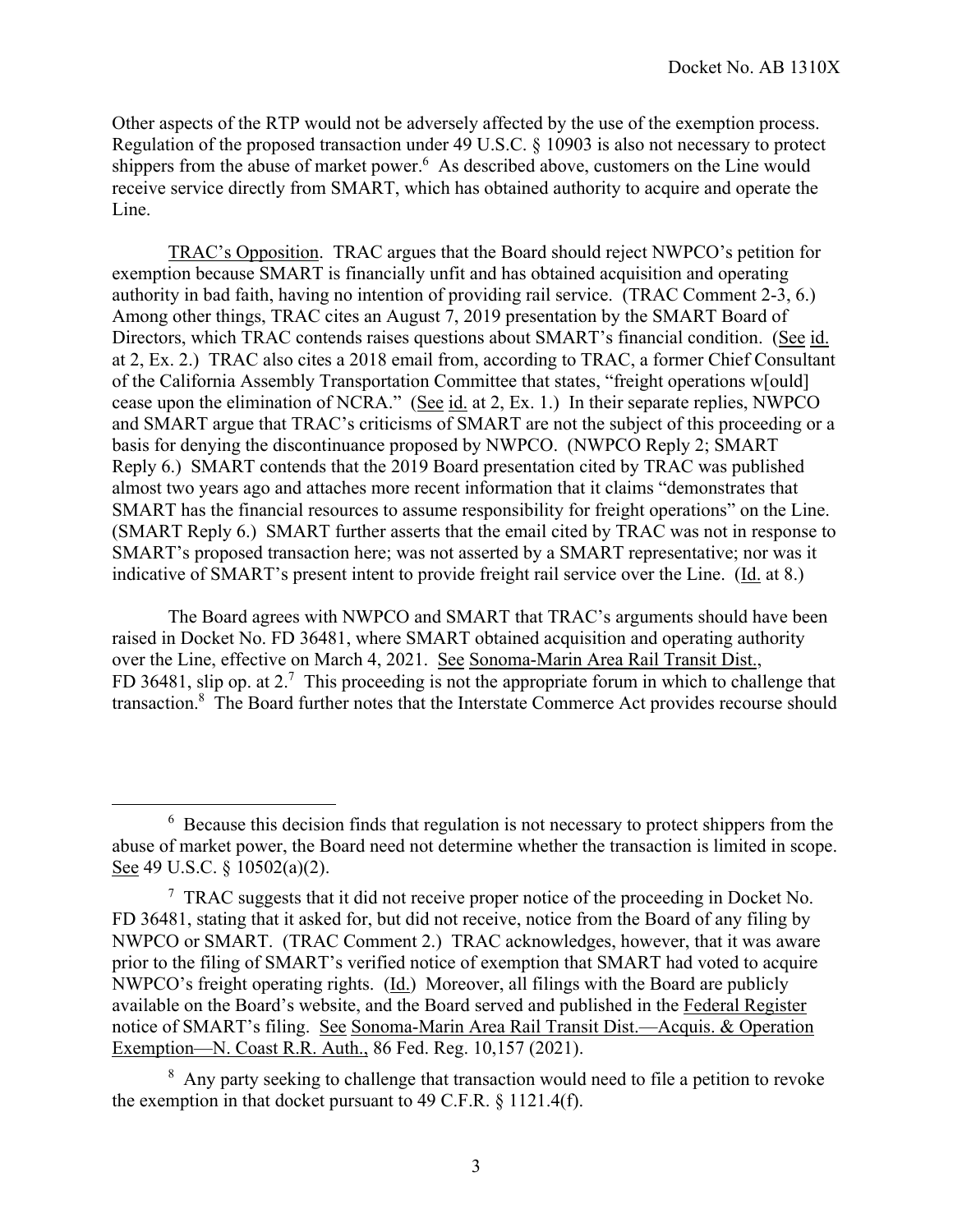Other aspects of the RTP would not be adversely affected by the use of the exemption process. Regulation of the proposed transaction under 49 U.S.C. § 10903 is also not necessary to protect shippers from the abuse of market power.[6] As described above, customers on the Line would receive service directly from SMART, which has obtained authority to acquire and operate the Line.

TRAC's Opposition. TRAC argues that the Board should reject NWPCO's petition for exemption because SMART is financially unfit and has obtained acquisition and operating authority in bad faith, having no intention of providing rail service. (TRAC Comment 2-3, 6.) Among other things, TRAC cites an August 7, 2019 presentation by the SMART Board of Directors, which TRAC contends raises questions about SMART's financial condition. (See id. at 2, Ex. 2.) TRAC also cites a 2018 email from, according to TRAC, a former Chief Consultant of the California Assembly Transportation Committee that states, "freight operations w[ould] cease upon the elimination of NCRA." (See id. at 2, Ex. 1.) In their separate replies, NWPCO and SMART argue that TRAC's criticisms of SMART are not the subject of this proceeding or a basis for denying the discontinuance proposed by NWPCO. (NWPCO Reply 2; SMART Reply 6.) SMART contends that the 2019 Board presentation cited by TRAC was published almost two years ago and attaches more recent information that it claims "demonstrates that SMART has the financial resources to assume responsibility for freight operations" on the Line. (SMART Reply 6.) SMART further asserts that the email cited by TRAC was not in response to SMART's proposed transaction here; was not asserted by a SMART representative; nor was it indicative of SMART's present intent to provide freight rail service over the Line. (Id. at 8.)

The Board agrees with NWPCO and SMART that TRAC's arguments should have been raised in Docket No. FD 36481, where SMART obtained acquisition and operating authority over the Line, effective on March 4, 2021. See Sonoma-Marin Area Rail Transit Dist., FD 36481, slip op. at 2.[7] This proceeding is not the appropriate forum in which to challenge that transaction.[8] The Board further notes that the Interstate Commerce Act provides recourse should

---

[6] Because this decision finds that regulation is not necessary to protect shippers from the abuse of market power, the Board need not determine whether the transaction is limited in scope. See 49 U.S.C. § 10502(a)(2).

[7] TRAC suggests that it did not receive proper notice of the proceeding in Docket No. FD 36481, stating that it asked for, but did not receive, notice from the Board of any filing by NWPCO or SMART. (TRAC Comment 2.) TRAC acknowledges, however, that it was aware prior to the filing of SMART's verified notice of exemption that SMART had voted to acquire NWPCO's freight operating rights. (Id.) Moreover, all filings with the Board are publicly available on the Board's website, and the Board served and published in the Federal Register notice of SMART's filing. See Sonoma-Marin Area Rail Transit Dist.—Acquis. & Operation Exemption—N. Coast R.R. Auth., 86 Fed. Reg. 10,157 (2021).

[8] Any party seeking to challenge that transaction would need to file a petition to revoke the exemption in that docket pursuant to 49 C.F.R. § 1121.4(f).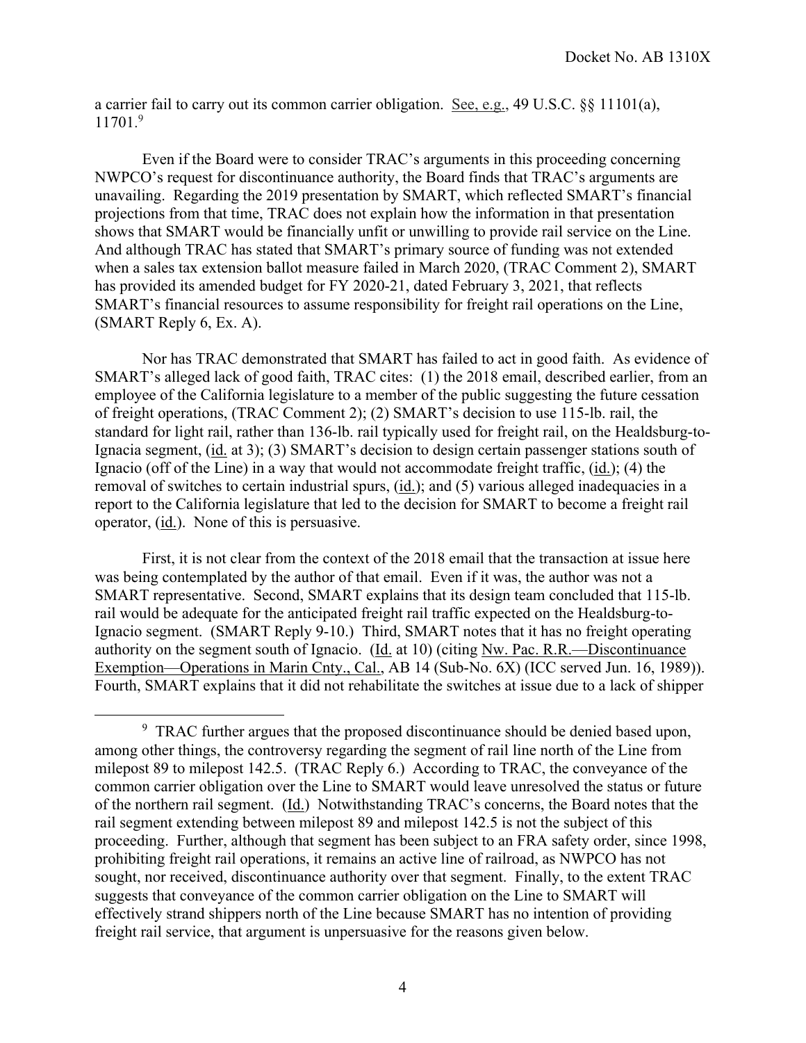a carrier fail to carry out its common carrier obligation. See, e.g., 49 U.S.C. §§ 11101(a), 11701.[9]

Even if the Board were to consider TRAC's arguments in this proceeding concerning NWPCO's request for discontinuance authority, the Board finds that TRAC's arguments are unavailing. Regarding the 2019 presentation by SMART, which reflected SMART's financial projections from that time, TRAC does not explain how the information in that presentation shows that SMART would be financially unfit or unwilling to provide rail service on the Line. And although TRAC has stated that SMART's primary source of funding was not extended when a sales tax extension ballot measure failed in March 2020, (TRAC Comment 2), SMART has provided its amended budget for FY 2020-21, dated February 3, 2021, that reflects SMART's financial resources to assume responsibility for freight rail operations on the Line, (SMART Reply 6, Ex. A).

Nor has TRAC demonstrated that SMART has failed to act in good faith. As evidence of SMART's alleged lack of good faith, TRAC cites: (1) the 2018 email, described earlier, from an employee of the California legislature to a member of the public suggesting the future cessation of freight operations, (TRAC Comment 2); (2) SMART's decision to use 115-lb. rail, the standard for light rail, rather than 136-lb. rail typically used for freight rail, on the Healdsburg-to-Ignacia segment, (id. at 3); (3) SMART's decision to design certain passenger stations south of Ignacio (off of the Line) in a way that would not accommodate freight traffic, (id.); (4) the removal of switches to certain industrial spurs, (id.); and (5) various alleged inadequacies in a report to the California legislature that led to the decision for SMART to become a freight rail operator, (id.). None of this is persuasive.

First, it is not clear from the context of the 2018 email that the transaction at issue here was being contemplated by the author of that email. Even if it was, the author was not a SMART representative. Second, SMART explains that its design team concluded that 115-lb. rail would be adequate for the anticipated freight rail traffic expected on the Healdsburg-to-Ignacio segment. (SMART Reply 9-10.) Third, SMART notes that it has no freight operating authority on the segment south of Ignacio. (Id. at 10) (citing Nw. Pac. R.R.—Discontinuance Exemption—Operations in Marin Cnty., Cal., AB 14 (Sub-No. 6X) (ICC served Jun. 16, 1989)). Fourth, SMART explains that it did not rehabilitate the switches at issue due to a lack of shipper

---

[9] TRAC further argues that the proposed discontinuance should be denied based upon, among other things, the controversy regarding the segment of rail line north of the Line from milepost 89 to milepost 142.5. (TRAC Reply 6.) According to TRAC, the conveyance of the common carrier obligation over the Line to SMART would leave unresolved the status or future of the northern rail segment. (Id.) Notwithstanding TRAC's concerns, the Board notes that the rail segment extending between milepost 89 and milepost 142.5 is not the subject of this proceeding. Further, although that segment has been subject to an FRA safety order, since 1998, prohibiting freight rail operations, it remains an active line of railroad, as NWPCO has not sought, nor received, discontinuance authority over that segment. Finally, to the extent TRAC suggests that conveyance of the common carrier obligation on the Line to SMART will effectively strand shippers north of the Line because SMART has no intention of providing freight rail service, that argument is unpersuasive for the reasons given below.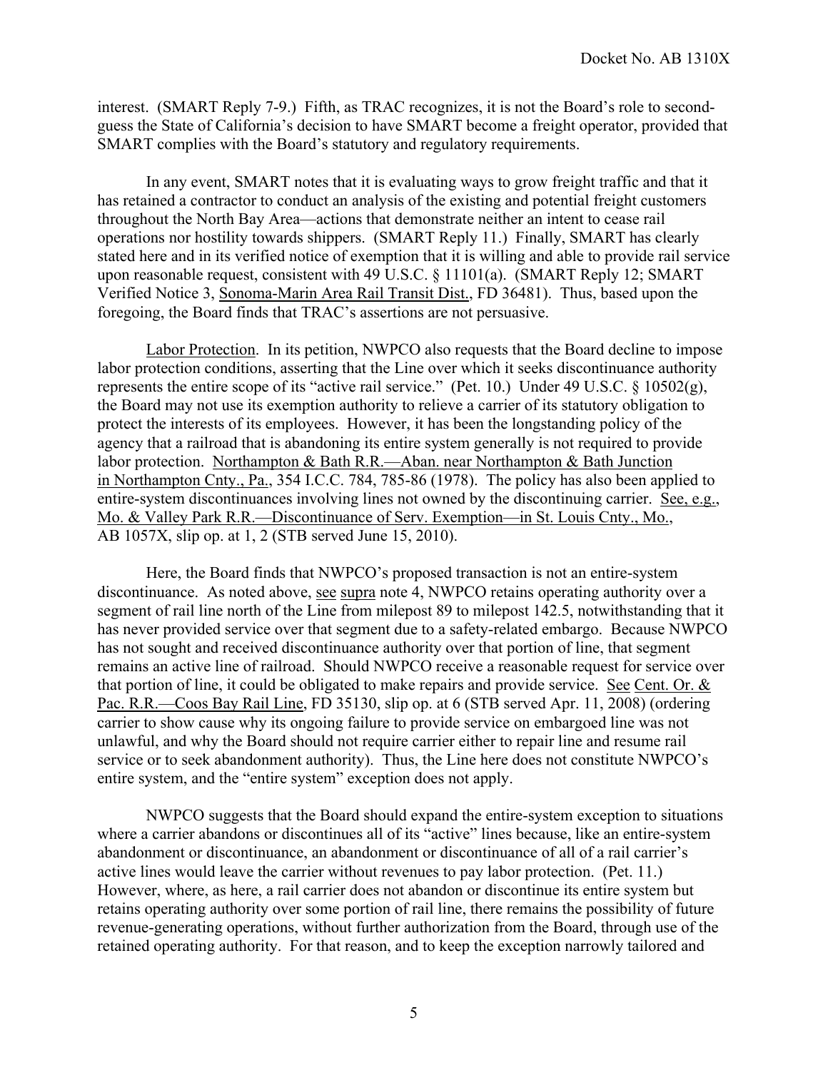interest. (SMART Reply 7-9.) Fifth, as TRAC recognizes, it is not the Board's role to second-guess the State of California's decision to have SMART become a freight operator, provided that SMART complies with the Board's statutory and regulatory requirements.

In any event, SMART notes that it is evaluating ways to grow freight traffic and that it has retained a contractor to conduct an analysis of the existing and potential freight customers throughout the North Bay Area—actions that demonstrate neither an intent to cease rail operations nor hostility towards shippers. (SMART Reply 11.) Finally, SMART has clearly stated here and in its verified notice of exemption that it is willing and able to provide rail service upon reasonable request, consistent with 49 U.S.C. § 11101(a). (SMART Reply 12; SMART Verified Notice 3, Sonoma-Marin Area Rail Transit Dist., FD 36481). Thus, based upon the foregoing, the Board finds that TRAC's assertions are not persuasive.

Labor Protection. In its petition, NWPCO also requests that the Board decline to impose labor protection conditions, asserting that the Line over which it seeks discontinuance authority represents the entire scope of its "active rail service." (Pet. 10.) Under 49 U.S.C. § 10502(g), the Board may not use its exemption authority to relieve a carrier of its statutory obligation to protect the interests of its employees. However, it has been the longstanding policy of the agency that a railroad that is abandoning its entire system generally is not required to provide labor protection. Northampton & Bath R.R.—Aban. near Northampton & Bath Junction in Northampton Cnty., Pa., 354 I.C.C. 784, 785-86 (1978). The policy has also been applied to entire-system discontinuances involving lines not owned by the discontinuing carrier. See, e.g., Mo. & Valley Park R.R.—Discontinuance of Serv. Exemption—in St. Louis Cnty., Mo., AB 1057X, slip op. at 1, 2 (STB served June 15, 2010).

Here, the Board finds that NWPCO's proposed transaction is not an entire-system discontinuance. As noted above, see supra note 4, NWPCO retains operating authority over a segment of rail line north of the Line from milepost 89 to milepost 142.5, notwithstanding that it has never provided service over that segment due to a safety-related embargo. Because NWPCO has not sought and received discontinuance authority over that portion of line, that segment remains an active line of railroad. Should NWPCO receive a reasonable request for service over that portion of line, it could be obligated to make repairs and provide service. See Cent. Or. & Pac. R.R.—Coos Bay Rail Line, FD 35130, slip op. at 6 (STB served Apr. 11, 2008) (ordering carrier to show cause why its ongoing failure to provide service on embargoed line was not unlawful, and why the Board should not require carrier either to repair line and resume rail service or to seek abandonment authority). Thus, the Line here does not constitute NWPCO's entire system, and the "entire system" exception does not apply.

NWPCO suggests that the Board should expand the entire-system exception to situations where a carrier abandons or discontinues all of its "active" lines because, like an entire-system abandonment or discontinuance, an abandonment or discontinuance of all of a rail carrier's active lines would leave the carrier without revenues to pay labor protection. (Pet. 11.) However, where, as here, a rail carrier does not abandon or discontinue its entire system but retains operating authority over some portion of rail line, there remains the possibility of future revenue-generating operations, without further authorization from the Board, through use of the retained operating authority. For that reason, and to keep the exception narrowly tailored and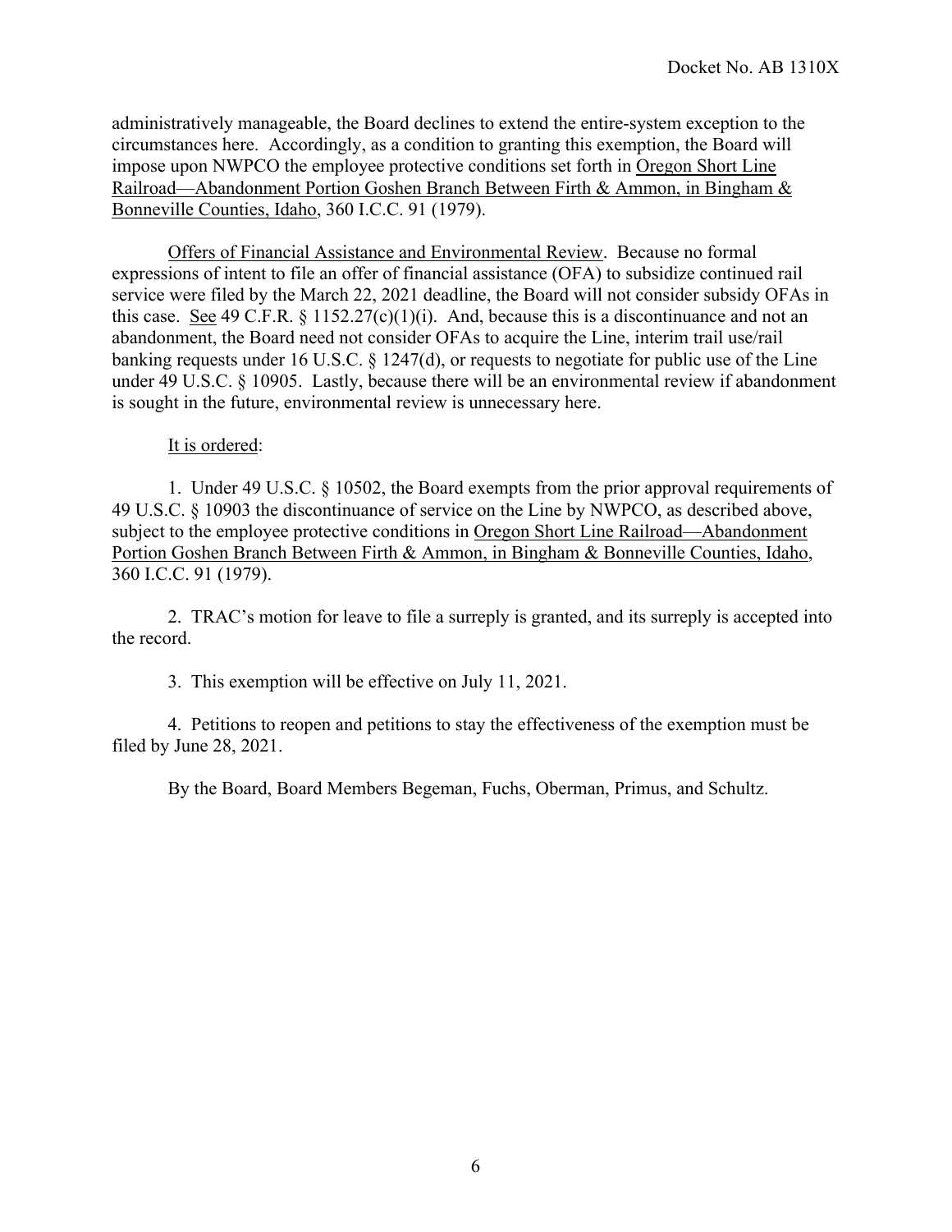administratively manageable, the Board declines to extend the entire-system exception to the circumstances here. Accordingly, as a condition to granting this exemption, the Board will impose upon NWPCO the employee protective conditions set forth in Oregon Short Line Railroad—Abandonment Portion Goshen Branch Between Firth & Ammon, in Bingham & Bonneville Counties, Idaho, 360 I.C.C. 91 (1979).

Offers of Financial Assistance and Environmental Review. Because no formal expressions of intent to file an offer of financial assistance (OFA) to subsidize continued rail service were filed by the March 22, 2021 deadline, the Board will not consider subsidy OFAs in this case. See 49 C.F.R. § 1152.27(c)(1)(i). And, because this is a discontinuance and not an abandonment, the Board need not consider OFAs to acquire the Line, interim trail use/rail banking requests under 16 U.S.C. § 1247(d), or requests to negotiate for public use of the Line under 49 U.S.C. § 10905. Lastly, because there will be an environmental review if abandonment is sought in the future, environmental review is unnecessary here.

It is ordered:

1. Under 49 U.S.C. § 10502, the Board exempts from the prior approval requirements of 49 U.S.C. § 10903 the discontinuance of service on the Line by NWPCO, as described above, subject to the employee protective conditions in Oregon Short Line Railroad—Abandonment Portion Goshen Branch Between Firth & Ammon, in Bingham & Bonneville Counties, Idaho, 360 I.C.C. 91 (1979).

2. TRAC's motion for leave to file a surreply is granted, and its surreply is accepted into the record.

3. This exemption will be effective on July 11, 2021.

4. Petitions to reopen and petitions to stay the effectiveness of the exemption must be filed by June 28, 2021.

By the Board, Board Members Begeman, Fuchs, Oberman, Primus, and Schultz.